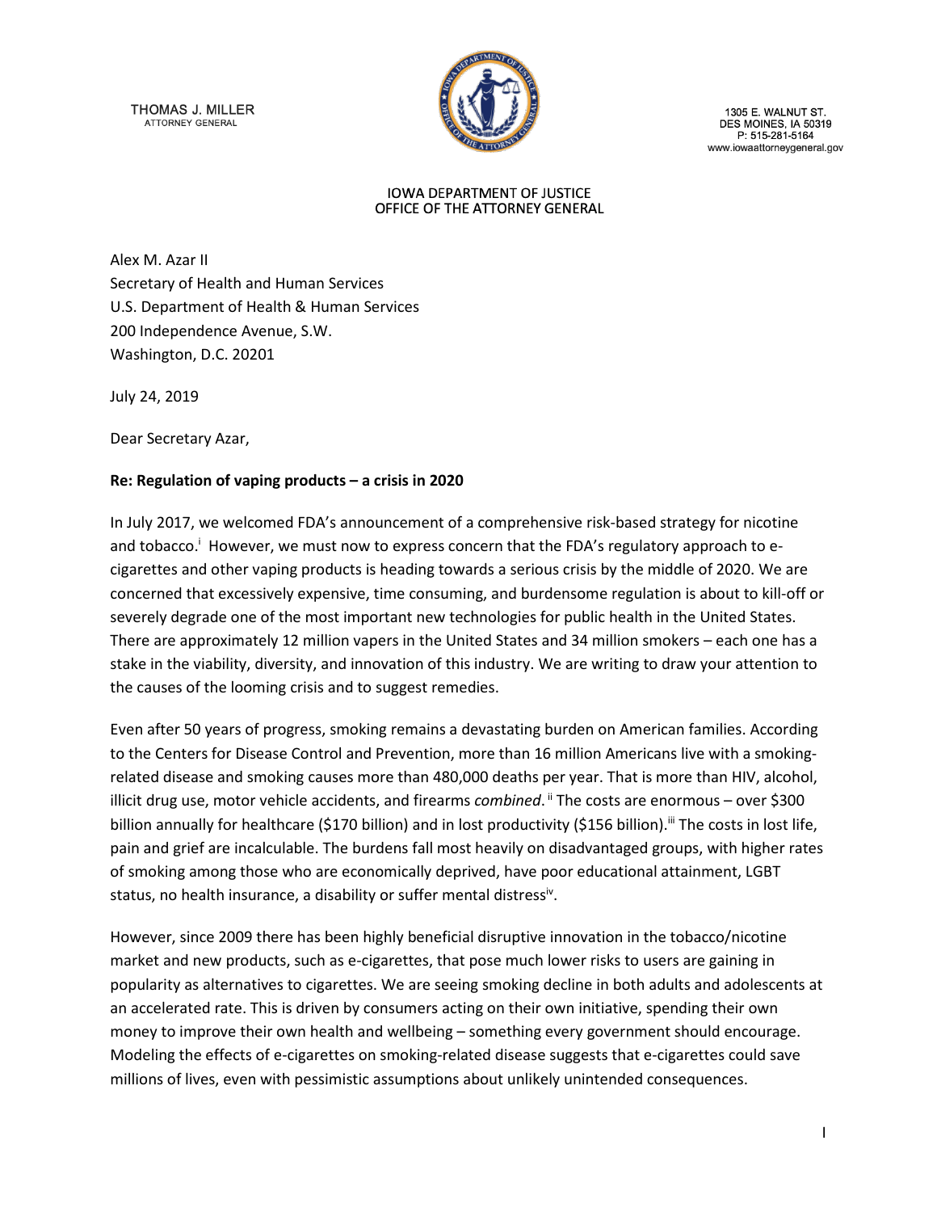THOMAS J. MILLER
ATTORNEY GENERAL

1305 E. WALNUT ST.
DES MOINES, IA 50319
P: 515-281-5164
www.iowaattorneygeneral.gov

IOWA DEPARTMENT OF JUSTICE
OFFICE OF THE ATTORNEY GENERAL

Alex M. Azar II
Secretary of Health and Human Services
U.S. Department of Health & Human Services
200 Independence Avenue, S.W.
Washington, D.C. 20201

July 24, 2019

Dear Secretary Azar,

**Re: Regulation of vaping products – a crisis in 2020**

In July 2017, we welcomed FDA's announcement of a comprehensive risk-based strategy for nicotine and tobacco.[i] However, we must now to express concern that the FDA's regulatory approach to e-cigarettes and other vaping products is heading towards a serious crisis by the middle of 2020. We are concerned that excessively expensive, time consuming, and burdensome regulation is about to kill-off or severely degrade one of the most important new technologies for public health in the United States. There are approximately 12 million vapers in the United States and 34 million smokers – each one has a stake in the viability, diversity, and innovation of this industry. We are writing to draw your attention to the causes of the looming crisis and to suggest remedies.

Even after 50 years of progress, smoking remains a devastating burden on American families. According to the Centers for Disease Control and Prevention, more than 16 million Americans live with a smoking-related disease and smoking causes more than 480,000 deaths per year. That is more than HIV, alcohol, illicit drug use, motor vehicle accidents, and firearms *combined*.[ii] The costs are enormous – over $300 billion annually for healthcare ($170 billion) and in lost productivity ($156 billion).[iii] The costs in lost life, pain and grief are incalculable. The burdens fall most heavily on disadvantaged groups, with higher rates of smoking among those who are economically deprived, have poor educational attainment, LGBT status, no health insurance, a disability or suffer mental distress[iv].

However, since 2009 there has been highly beneficial disruptive innovation in the tobacco/nicotine market and new products, such as e-cigarettes, that pose much lower risks to users are gaining in popularity as alternatives to cigarettes. We are seeing smoking decline in both adults and adolescents at an accelerated rate. This is driven by consumers acting on their own initiative, spending their own money to improve their own health and wellbeing – something every government should encourage. Modeling the effects of e-cigarettes on smoking-related disease suggests that e-cigarettes could save millions of lives, even with pessimistic assumptions about unlikely unintended consequences.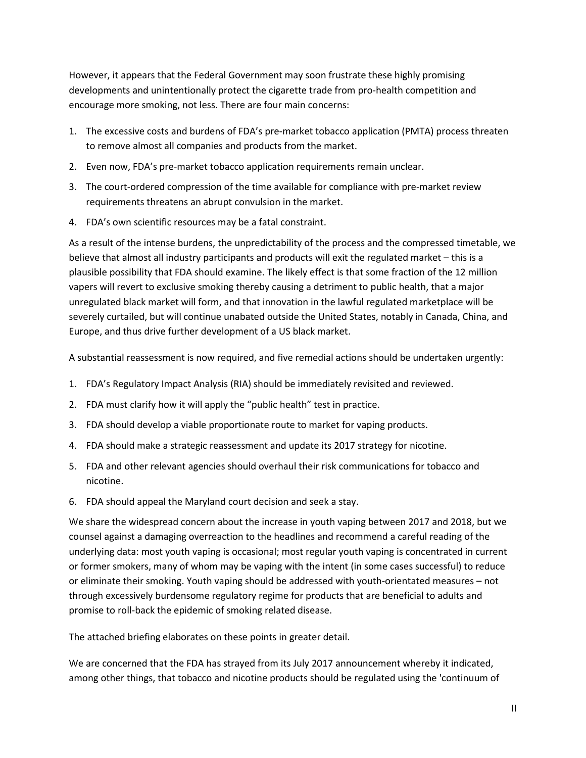However, it appears that the Federal Government may soon frustrate these highly promising developments and unintentionally protect the cigarette trade from pro-health competition and encourage more smoking, not less. There are four main concerns:

1. The excessive costs and burdens of FDA's pre-market tobacco application (PMTA) process threaten to remove almost all companies and products from the market.
2. Even now, FDA's pre-market tobacco application requirements remain unclear.
3. The court-ordered compression of the time available for compliance with pre-market review requirements threatens an abrupt convulsion in the market.
4. FDA's own scientific resources may be a fatal constraint.

As a result of the intense burdens, the unpredictability of the process and the compressed timetable, we believe that almost all industry participants and products will exit the regulated market – this is a plausible possibility that FDA should examine. The likely effect is that some fraction of the 12 million vapers will revert to exclusive smoking thereby causing a detriment to public health, that a major unregulated black market will form, and that innovation in the lawful regulated marketplace will be severely curtailed, but will continue unabated outside the United States, notably in Canada, China, and Europe, and thus drive further development of a US black market.

A substantial reassessment is now required, and five remedial actions should be undertaken urgently:

1. FDA's Regulatory Impact Analysis (RIA) should be immediately revisited and reviewed.
2. FDA must clarify how it will apply the "public health" test in practice.
3. FDA should develop a viable proportionate route to market for vaping products.
4. FDA should make a strategic reassessment and update its 2017 strategy for nicotine.
5. FDA and other relevant agencies should overhaul their risk communications for tobacco and nicotine.
6. FDA should appeal the Maryland court decision and seek a stay.

We share the widespread concern about the increase in youth vaping between 2017 and 2018, but we counsel against a damaging overreaction to the headlines and recommend a careful reading of the underlying data: most youth vaping is occasional; most regular youth vaping is concentrated in current or former smokers, many of whom may be vaping with the intent (in some cases successful) to reduce or eliminate their smoking. Youth vaping should be addressed with youth-orientated measures – not through excessively burdensome regulatory regime for products that are beneficial to adults and promise to roll-back the epidemic of smoking related disease.

The attached briefing elaborates on these points in greater detail.

We are concerned that the FDA has strayed from its July 2017 announcement whereby it indicated, among other things, that tobacco and nicotine products should be regulated using the 'continuum of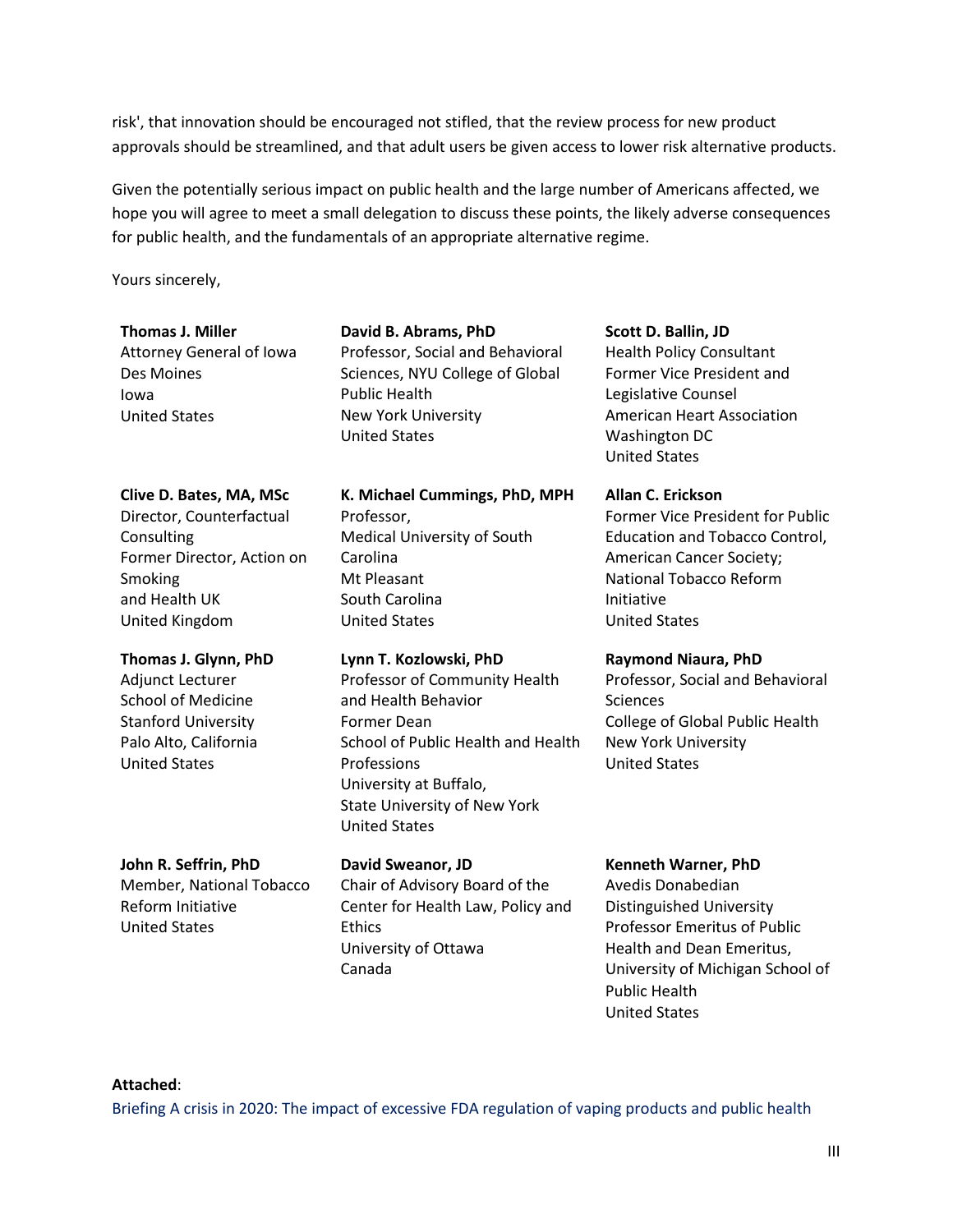risk', that innovation should be encouraged not stifled, that the review process for new product approvals should be streamlined, and that adult users be given access to lower risk alternative products.

Given the potentially serious impact on public health and the large number of Americans affected, we hope you will agree to meet a small delegation to discuss these points, the likely adverse consequences for public health, and the fundamentals of an appropriate alternative regime.

Yours sincerely,

**Thomas J. Miller**
Attorney General of Iowa
Des Moines
Iowa
United States

**David B. Abrams, PhD**
Professor, Social and Behavioral Sciences, NYU College of Global Public Health
New York University
United States

**Scott D. Ballin, JD**
Health Policy Consultant
Former Vice President and Legislative Counsel
American Heart Association
Washington DC
United States

**Clive D. Bates, MA, MSc**
Director, Counterfactual Consulting
Former Director, Action on Smoking and Health UK
United Kingdom

**K. Michael Cummings, PhD, MPH**
Professor,
Medical University of South Carolina
Mt Pleasant
South Carolina
United States

**Allan C. Erickson**
Former Vice President for Public Education and Tobacco Control, American Cancer Society;
National Tobacco Reform Initiative
United States

**Thomas J. Glynn, PhD**
Adjunct Lecturer
School of Medicine
Stanford University
Palo Alto, California
United States

**Lynn T. Kozlowski, PhD**
Professor of Community Health and Health Behavior
Former Dean
School of Public Health and Health Professions
University at Buffalo,
State University of New York
United States

**Raymond Niaura, PhD**
Professor, Social and Behavioral Sciences
College of Global Public Health
New York University
United States

**John R. Seffrin, PhD**
Member, National Tobacco Reform Initiative
United States

**David Sweanor, JD**
Chair of Advisory Board of the Center for Health Law, Policy and Ethics
University of Ottawa
Canada

**Kenneth Warner, PhD**
Avedis Donabedian Distinguished University Professor Emeritus of Public Health and Dean Emeritus,
University of Michigan School of Public Health
United States

**Attached**:
Briefing A crisis in 2020: The impact of excessive FDA regulation of vaping products and public health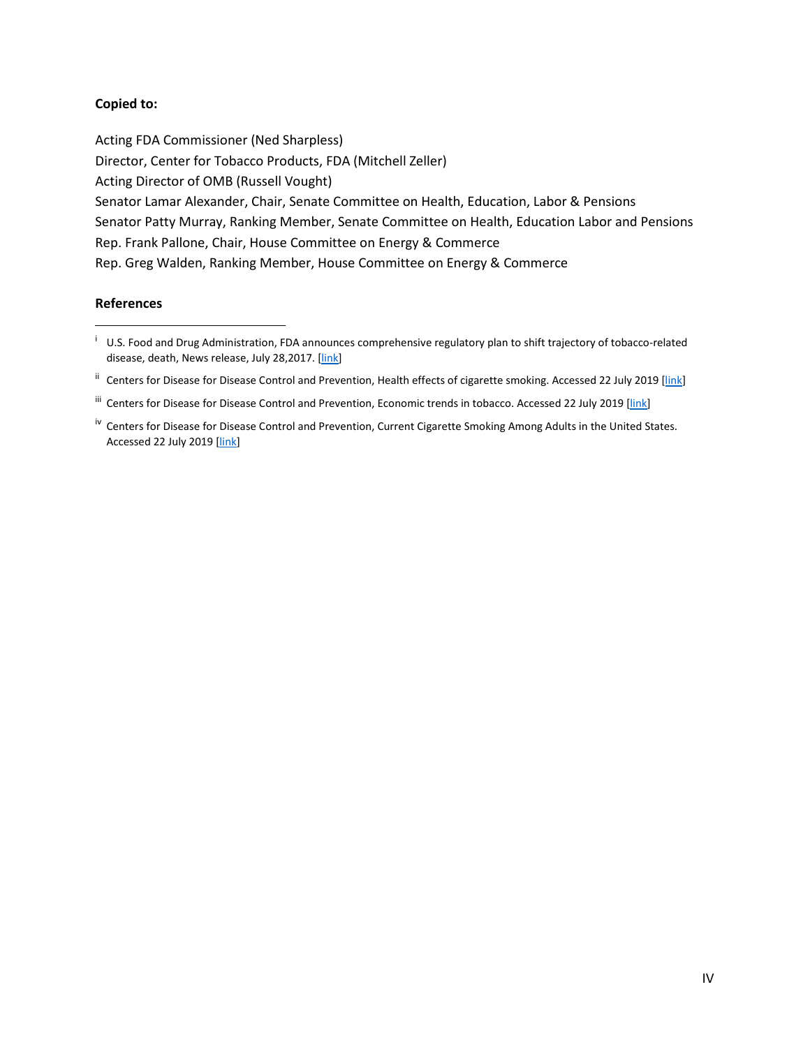**Copied to:**

Acting FDA Commissioner (Ned Sharpless)
Director, Center for Tobacco Products, FDA (Mitchell Zeller)
Acting Director of OMB (Russell Vought)
Senator Lamar Alexander, Chair, Senate Committee on Health, Education, Labor & Pensions
Senator Patty Murray, Ranking Member, Senate Committee on Health, Education Labor and Pensions
Rep. Frank Pallone, Chair, House Committee on Energy & Commerce
Rep. Greg Walden, Ranking Member, House Committee on Energy & Commerce

**References**

---

[i] U.S. Food and Drug Administration, FDA announces comprehensive regulatory plan to shift trajectory of tobacco-related disease, death, News release, July 28,2017. [link]

[ii] Centers for Disease for Disease Control and Prevention, Health effects of cigarette smoking. Accessed 22 July 2019 [link]

[iii] Centers for Disease for Disease Control and Prevention, Economic trends in tobacco. Accessed 22 July 2019 [link]

[iv] Centers for Disease for Disease Control and Prevention, Current Cigarette Smoking Among Adults in the United States. Accessed 22 July 2019 [link]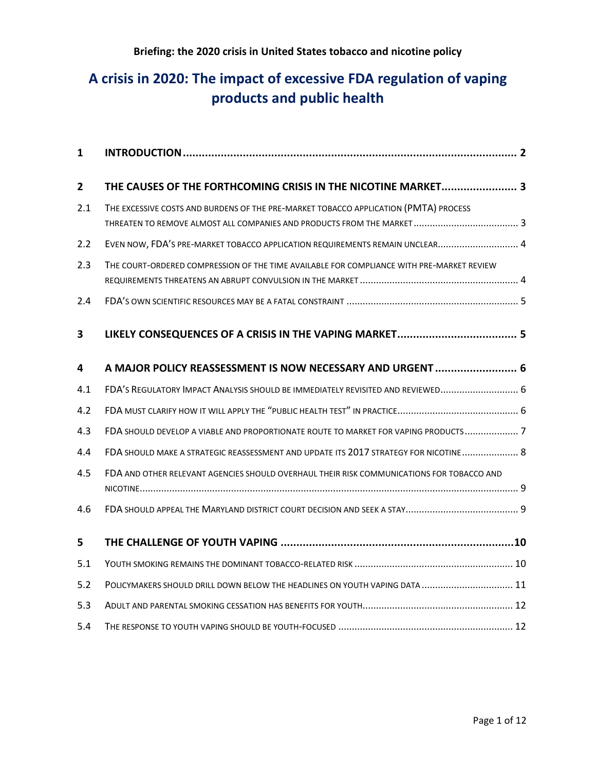**Briefing: the 2020 crisis in United States tobacco and nicotine policy**

# A crisis in 2020: The impact of excessive FDA regulation of vaping products and public health

| | | |
|---|---|---|
| **1** | **INTRODUCTION** | **2** |
| **2** | **THE CAUSES OF THE FORTHCOMING CRISIS IN THE NICOTINE MARKET** | **3** |
| 2.1 | THE EXCESSIVE COSTS AND BURDENS OF THE PRE-MARKET TOBACCO APPLICATION (PMTA) PROCESS THREATEN TO REMOVE ALMOST ALL COMPANIES AND PRODUCTS FROM THE MARKET | 3 |
| 2.2 | EVEN NOW, FDA'S PRE-MARKET TOBACCO APPLICATION REQUIREMENTS REMAIN UNCLEAR | 4 |
| 2.3 | THE COURT-ORDERED COMPRESSION OF THE TIME AVAILABLE FOR COMPLIANCE WITH PRE-MARKET REVIEW REQUIREMENTS THREATENS AN ABRUPT CONVULSION IN THE MARKET | 4 |
| 2.4 | FDA'S OWN SCIENTIFIC RESOURCES MAY BE A FATAL CONSTRAINT | 5 |
| **3** | **LIKELY CONSEQUENCES OF A CRISIS IN THE VAPING MARKET** | **5** |
| **4** | **A MAJOR POLICY REASSESSMENT IS NOW NECESSARY AND URGENT** | **6** |
| 4.1 | FDA'S REGULATORY IMPACT ANALYSIS SHOULD BE IMMEDIATELY REVISITED AND REVIEWED | 6 |
| 4.2 | FDA MUST CLARIFY HOW IT WILL APPLY THE "PUBLIC HEALTH TEST" IN PRACTICE | 6 |
| 4.3 | FDA SHOULD DEVELOP A VIABLE AND PROPORTIONATE ROUTE TO MARKET FOR VAPING PRODUCTS | 7 |
| 4.4 | FDA SHOULD MAKE A STRATEGIC REASSESSMENT AND UPDATE ITS 2017 STRATEGY FOR NICOTINE | 8 |
| 4.5 | FDA AND OTHER RELEVANT AGENCIES SHOULD OVERHAUL THEIR RISK COMMUNICATIONS FOR TOBACCO AND NICOTINE | 9 |
| 4.6 | FDA SHOULD APPEAL THE MARYLAND DISTRICT COURT DECISION AND SEEK A STAY | 9 |
| **5** | **THE CHALLENGE OF YOUTH VAPING** | **10** |
| 5.1 | YOUTH SMOKING REMAINS THE DOMINANT TOBACCO-RELATED RISK | 10 |
| 5.2 | POLICYMAKERS SHOULD DRILL DOWN BELOW THE HEADLINES ON YOUTH VAPING DATA | 11 |
| 5.3 | ADULT AND PARENTAL SMOKING CESSATION HAS BENEFITS FOR YOUTH | 12 |
| 5.4 | THE RESPONSE TO YOUTH VAPING SHOULD BE YOUTH-FOCUSED | 12 |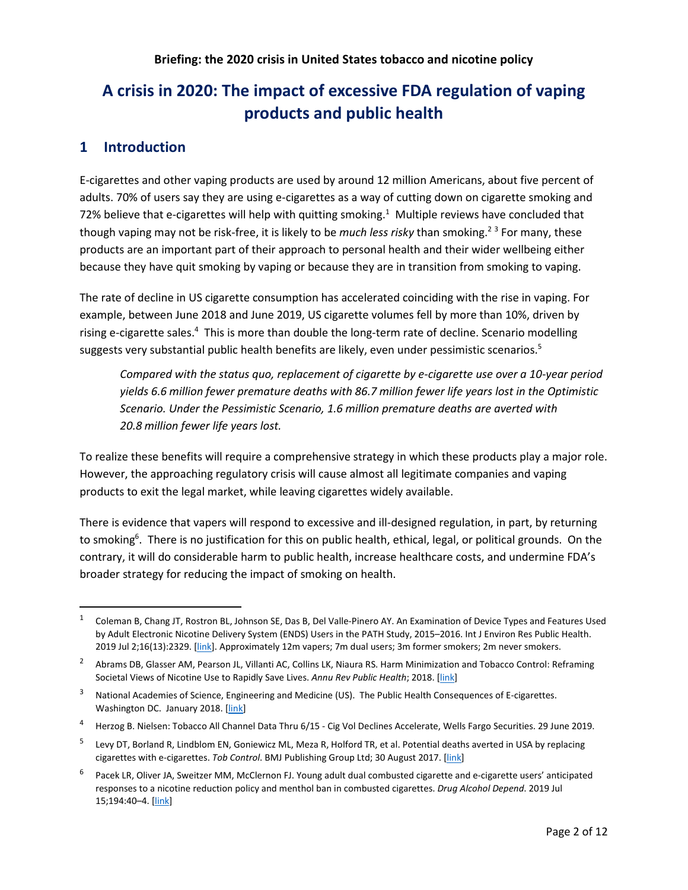## Briefing: the 2020 crisis in United States tobacco and nicotine policy

# A crisis in 2020: The impact of excessive FDA regulation of vaping products and public health

## 1 Introduction

E-cigarettes and other vaping products are used by around 12 million Americans, about five percent of adults. 70% of users say they are using e-cigarettes as a way of cutting down on cigarette smoking and 72% believe that e-cigarettes will help with quitting smoking.[1] Multiple reviews have concluded that though vaping may not be risk-free, it is likely to be *much less risky* than smoking.[2] [3] For many, these products are an important part of their approach to personal health and their wider wellbeing either because they have quit smoking by vaping or because they are in transition from smoking to vaping.

The rate of decline in US cigarette consumption has accelerated coinciding with the rise in vaping. For example, between June 2018 and June 2019, US cigarette volumes fell by more than 10%, driven by rising e-cigarette sales.[4] This is more than double the long-term rate of decline. Scenario modelling suggests very substantial public health benefits are likely, even under pessimistic scenarios.[5]

> *Compared with the status quo, replacement of cigarette by e-cigarette use over a 10-year period yields 6.6 million fewer premature deaths with 86.7 million fewer life years lost in the Optimistic Scenario. Under the Pessimistic Scenario, 1.6 million premature deaths are averted with 20.8 million fewer life years lost.*

To realize these benefits will require a comprehensive strategy in which these products play a major role. However, the approaching regulatory crisis will cause almost all legitimate companies and vaping products to exit the legal market, while leaving cigarettes widely available.

There is evidence that vapers will respond to excessive and ill-designed regulation, in part, by returning to smoking[6]. There is no justification for this on public health, ethical, legal, or political grounds. On the contrary, it will do considerable harm to public health, increase healthcare costs, and undermine FDA's broader strategy for reducing the impact of smoking on health.

---

[1] Coleman B, Chang JT, Rostron BL, Johnson SE, Das B, Del Valle-Pinero AY. An Examination of Device Types and Features Used by Adult Electronic Nicotine Delivery System (ENDS) Users in the PATH Study, 2015–2016. Int J Environ Res Public Health. 2019 Jul 2;16(13):2329. [link]. Approximately 12m vapers; 7m dual users; 3m former smokers; 2m never smokers.

[2] Abrams DB, Glasser AM, Pearson JL, Villanti AC, Collins LK, Niaura RS. Harm Minimization and Tobacco Control: Reframing Societal Views of Nicotine Use to Rapidly Save Lives. *Annu Rev Public Health*; 2018. [link]

[3] National Academies of Science, Engineering and Medicine (US). The Public Health Consequences of E-cigarettes. Washington DC. January 2018. [link]

[4] Herzog B. Nielsen: Tobacco All Channel Data Thru 6/15 - Cig Vol Declines Accelerate, Wells Fargo Securities. 29 June 2019.

[5] Levy DT, Borland R, Lindblom EN, Goniewicz ML, Meza R, Holford TR, et al. Potential deaths averted in USA by replacing cigarettes with e-cigarettes. *Tob Control*. BMJ Publishing Group Ltd; 30 August 2017. [link]

[6] Pacek LR, Oliver JA, Sweitzer MM, McClernon FJ. Young adult dual combusted cigarette and e-cigarette users' anticipated responses to a nicotine reduction policy and menthol ban in combusted cigarettes. *Drug Alcohol Depend*. 2019 Jul 15;194:40–4. [link]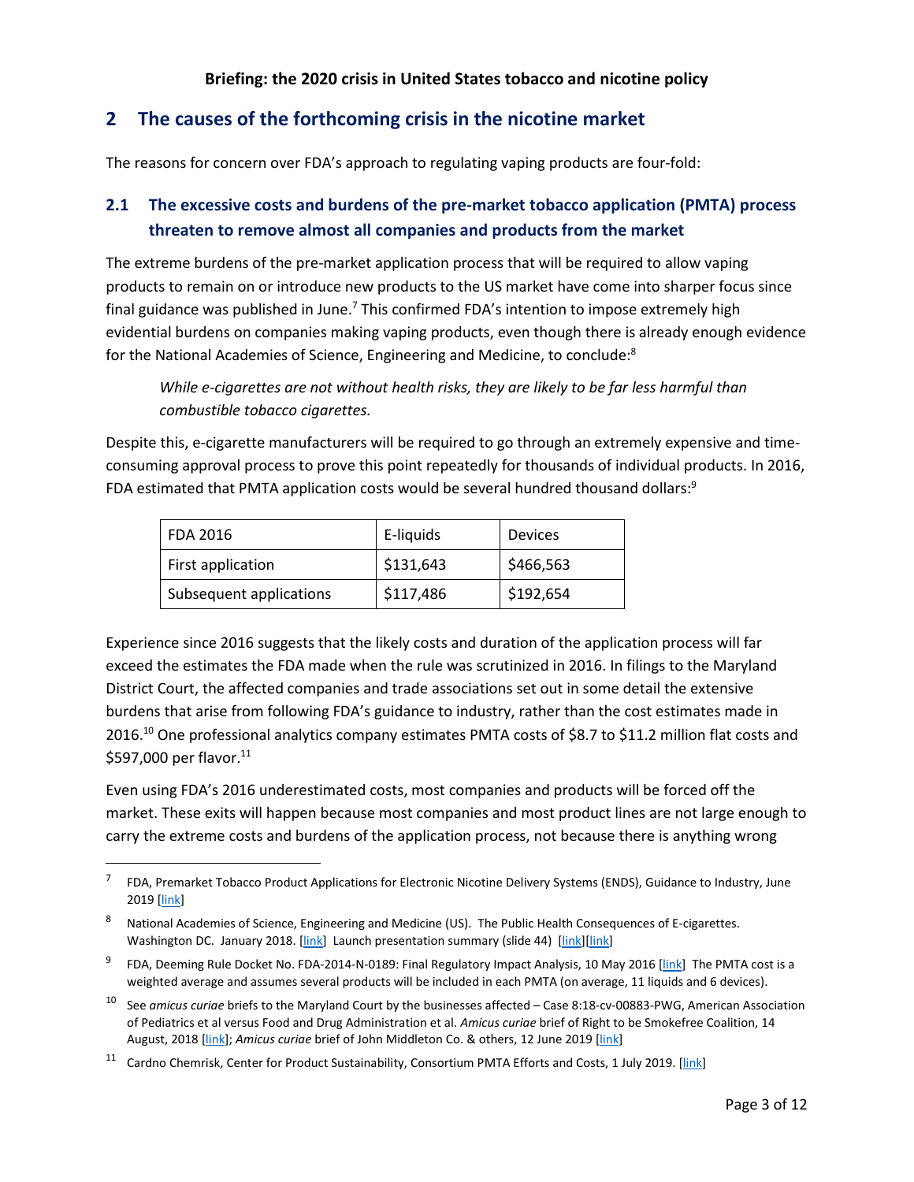## 2 The causes of the forthcoming crisis in the nicotine market

The reasons for concern over FDA's approach to regulating vaping products are four-fold:

### 2.1 The excessive costs and burdens of the pre-market tobacco application (PMTA) process threaten to remove almost all companies and products from the market

The extreme burdens of the pre-market application process that will be required to allow vaping products to remain on or introduce new products to the US market have come into sharper focus since final guidance was published in June.[7] This confirmed FDA's intention to impose extremely high evidential burdens on companies making vaping products, even though there is already enough evidence for the National Academies of Science, Engineering and Medicine, to conclude:[8]

> *While e-cigarettes are not without health risks, they are likely to be far less harmful than combustible tobacco cigarettes.*

Despite this, e-cigarette manufacturers will be required to go through an extremely expensive and time-consuming approval process to prove this point repeatedly for thousands of individual products. In 2016, FDA estimated that PMTA application costs would be several hundred thousand dollars:[9]

| FDA 2016 | E-liquids | Devices |
| --- | --- | --- |
| First application | $131,643 | $466,563 |
| Subsequent applications | $117,486 | $192,654 |

Experience since 2016 suggests that the likely costs and duration of the application process will far exceed the estimates the FDA made when the rule was scrutinized in 2016. In filings to the Maryland District Court, the affected companies and trade associations set out in some detail the extensive burdens that arise from following FDA's guidance to industry, rather than the cost estimates made in 2016.[10] One professional analytics company estimates PMTA costs of $8.7 to $11.2 million flat costs and $597,000 per flavor.[11]

Even using FDA's 2016 underestimated costs, most companies and products will be forced off the market. These exits will happen because most companies and most product lines are not large enough to carry the extreme costs and burdens of the application process, not because there is anything wrong

---

[7] FDA, Premarket Tobacco Product Applications for Electronic Nicotine Delivery Systems (ENDS), Guidance to Industry, June 2019 [link]

[8] National Academies of Science, Engineering and Medicine (US). The Public Health Consequences of E-cigarettes. Washington DC. January 2018. [link] Launch presentation summary (slide 44) [link][link]

[9] FDA, Deeming Rule Docket No. FDA-2014-N-0189: Final Regulatory Impact Analysis, 10 May 2016 [link] The PMTA cost is a weighted average and assumes several products will be included in each PMTA (on average, 11 liquids and 6 devices).

[10] See *amicus curiae* briefs to the Maryland Court by the businesses affected – Case 8:18-cv-00883-PWG, American Association of Pediatrics et al versus Food and Drug Administration et al. *Amicus curiae* brief of Right to be Smokefree Coalition, 14 August, 2018 [link]; *Amicus curiae* brief of John Middleton Co. & others, 12 June 2019 [link]

[11] Cardno Chemrisk, Center for Product Sustainability, Consortium PMTA Efforts and Costs, 1 July 2019. [link]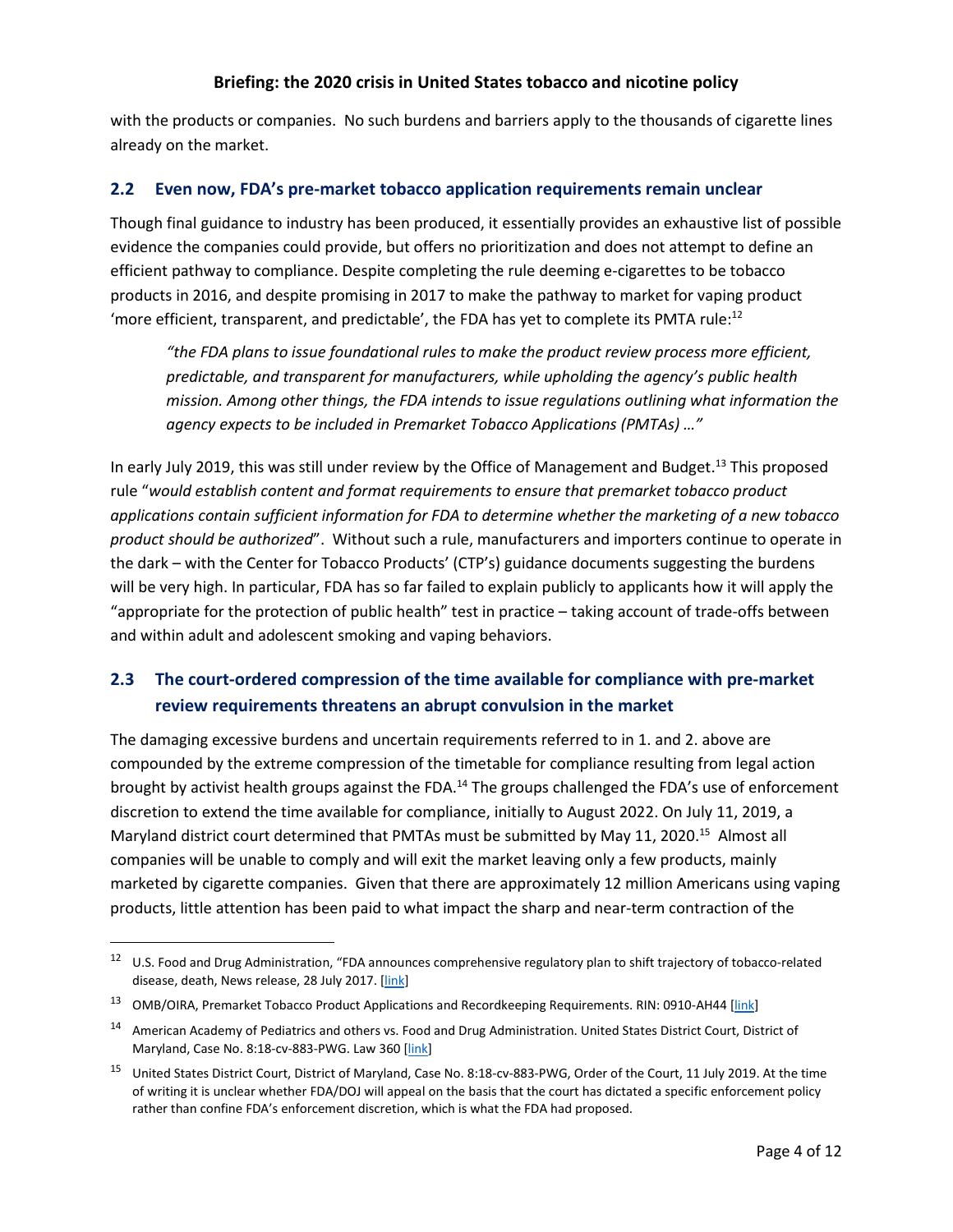with the products or companies. No such burdens and barriers apply to the thousands of cigarette lines already on the market.

## 2.2 Even now, FDA's pre-market tobacco application requirements remain unclear

Though final guidance to industry has been produced, it essentially provides an exhaustive list of possible evidence the companies could provide, but offers no prioritization and does not attempt to define an efficient pathway to compliance. Despite completing the rule deeming e-cigarettes to be tobacco products in 2016, and despite promising in 2017 to make the pathway to market for vaping product 'more efficient, transparent, and predictable', the FDA has yet to complete its PMTA rule:[12]

> *"the FDA plans to issue foundational rules to make the product review process more efficient, predictable, and transparent for manufacturers, while upholding the agency's public health mission. Among other things, the FDA intends to issue regulations outlining what information the agency expects to be included in Premarket Tobacco Applications (PMTAs) …"*

In early July 2019, this was still under review by the Office of Management and Budget.[13] This proposed rule "*would establish content and format requirements to ensure that premarket tobacco product applications contain sufficient information for FDA to determine whether the marketing of a new tobacco product should be authorized*". Without such a rule, manufacturers and importers continue to operate in the dark – with the Center for Tobacco Products' (CTP's) guidance documents suggesting the burdens will be very high. In particular, FDA has so far failed to explain publicly to applicants how it will apply the "appropriate for the protection of public health" test in practice – taking account of trade-offs between and within adult and adolescent smoking and vaping behaviors.

## 2.3 The court-ordered compression of the time available for compliance with pre-market review requirements threatens an abrupt convulsion in the market

The damaging excessive burdens and uncertain requirements referred to in 1. and 2. above are compounded by the extreme compression of the timetable for compliance resulting from legal action brought by activist health groups against the FDA.[14] The groups challenged the FDA's use of enforcement discretion to extend the time available for compliance, initially to August 2022. On July 11, 2019, a Maryland district court determined that PMTAs must be submitted by May 11, 2020.[15] Almost all companies will be unable to comply and will exit the market leaving only a few products, mainly marketed by cigarette companies. Given that there are approximately 12 million Americans using vaping products, little attention has been paid to what impact the sharp and near-term contraction of the

---

[12] U.S. Food and Drug Administration, "FDA announces comprehensive regulatory plan to shift trajectory of tobacco-related disease, death, News release, 28 July 2017. [link]

[13] OMB/OIRA, Premarket Tobacco Product Applications and Recordkeeping Requirements. RIN: 0910-AH44 [link]

[14] American Academy of Pediatrics and others vs. Food and Drug Administration. United States District Court, District of Maryland, Case No. 8:18-cv-883-PWG. Law 360 [link]

[15] United States District Court, District of Maryland, Case No. 8:18-cv-883-PWG, Order of the Court, 11 July 2019. At the time of writing it is unclear whether FDA/DOJ will appeal on the basis that the court has dictated a specific enforcement policy rather than confine FDA's enforcement discretion, which is what the FDA had proposed.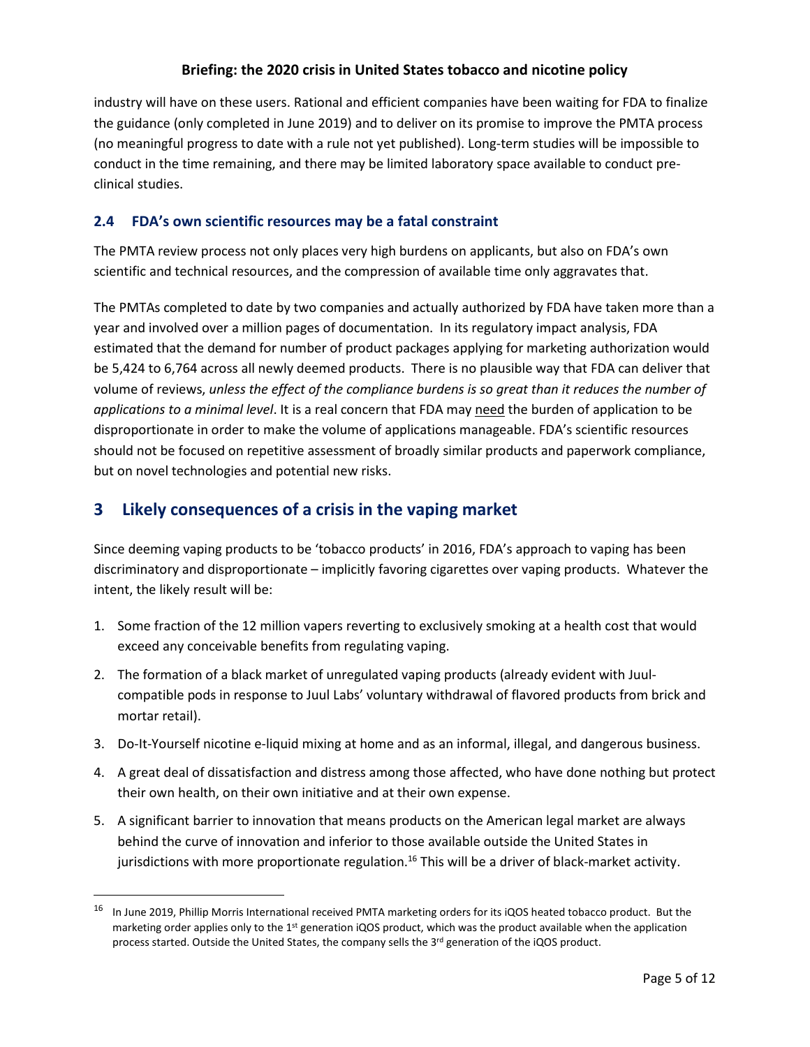industry will have on these users. Rational and efficient companies have been waiting for FDA to finalize the guidance (only completed in June 2019) and to deliver on its promise to improve the PMTA process (no meaningful progress to date with a rule not yet published). Long-term studies will be impossible to conduct in the time remaining, and there may be limited laboratory space available to conduct pre-clinical studies.

### 2.4 FDA's own scientific resources may be a fatal constraint

The PMTA review process not only places very high burdens on applicants, but also on FDA's own scientific and technical resources, and the compression of available time only aggravates that.

The PMTAs completed to date by two companies and actually authorized by FDA have taken more than a year and involved over a million pages of documentation. In its regulatory impact analysis, FDA estimated that the demand for number of product packages applying for marketing authorization would be 5,424 to 6,764 across all newly deemed products. There is no plausible way that FDA can deliver that volume of reviews, *unless the effect of the compliance burdens is so great than it reduces the number of applications to a minimal level*. It is a real concern that FDA may <u>need</u> the burden of application to be disproportionate in order to make the volume of applications manageable. FDA's scientific resources should not be focused on repetitive assessment of broadly similar products and paperwork compliance, but on novel technologies and potential new risks.

## 3 Likely consequences of a crisis in the vaping market

Since deeming vaping products to be 'tobacco products' in 2016, FDA's approach to vaping has been discriminatory and disproportionate – implicitly favoring cigarettes over vaping products. Whatever the intent, the likely result will be:

1. Some fraction of the 12 million vapers reverting to exclusively smoking at a health cost that would exceed any conceivable benefits from regulating vaping.
2. The formation of a black market of unregulated vaping products (already evident with Juul-compatible pods in response to Juul Labs' voluntary withdrawal of flavored products from brick and mortar retail).
3. Do-It-Yourself nicotine e-liquid mixing at home and as an informal, illegal, and dangerous business.
4. A great deal of dissatisfaction and distress among those affected, who have done nothing but protect their own health, on their own initiative and at their own expense.
5. A significant barrier to innovation that means products on the American legal market are always behind the curve of innovation and inferior to those available outside the United States in jurisdictions with more proportionate regulation.[16] This will be a driver of black-market activity.

---

[16] In June 2019, Phillip Morris International received PMTA marketing orders for its iQOS heated tobacco product. But the marketing order applies only to the 1st generation iQOS product, which was the product available when the application process started. Outside the United States, the company sells the 3rd generation of the iQOS product.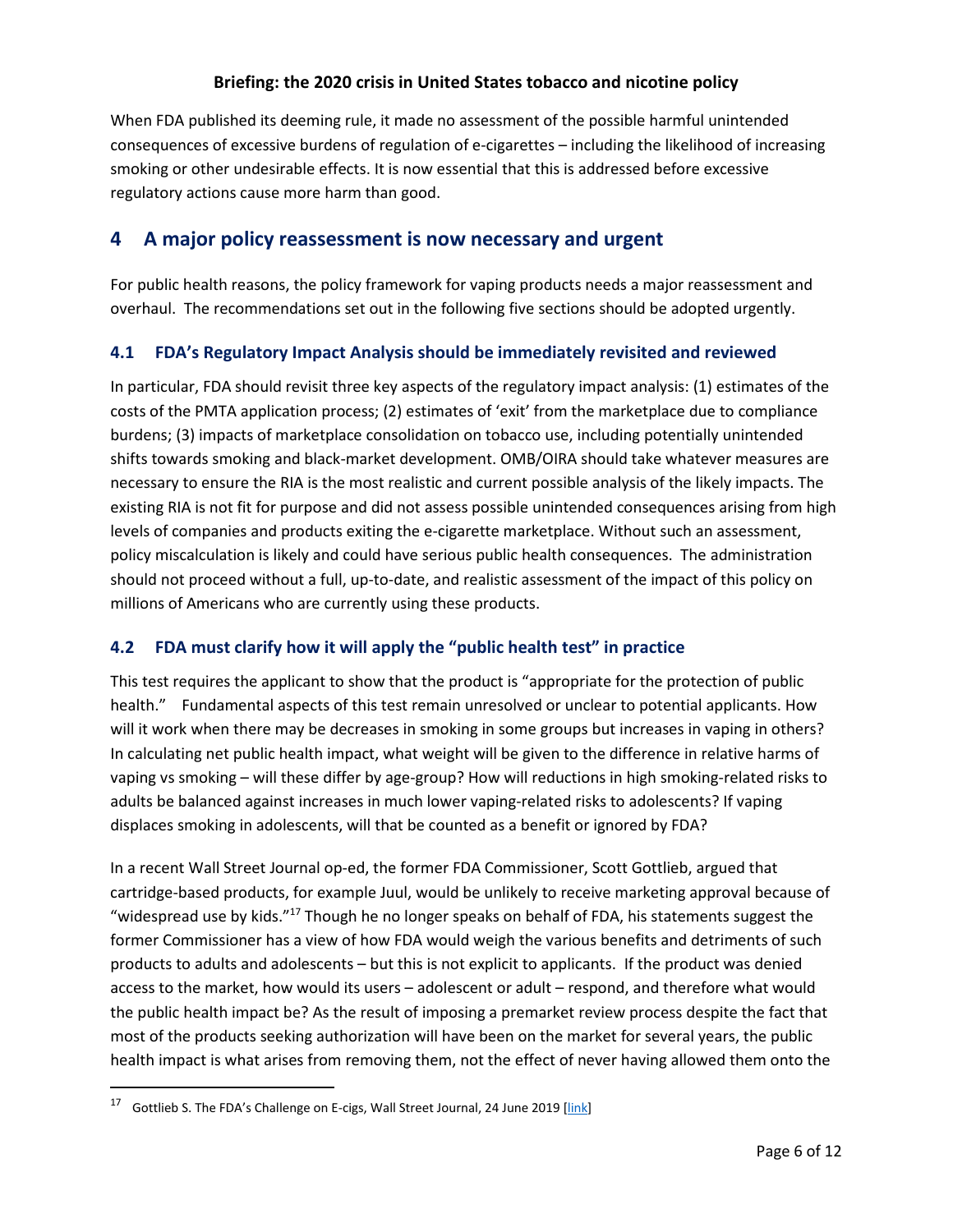When FDA published its deeming rule, it made no assessment of the possible harmful unintended consequences of excessive burdens of regulation of e-cigarettes – including the likelihood of increasing smoking or other undesirable effects. It is now essential that this is addressed before excessive regulatory actions cause more harm than good.

# 4 A major policy reassessment is now necessary and urgent

For public health reasons, the policy framework for vaping products needs a major reassessment and overhaul. The recommendations set out in the following five sections should be adopted urgently.

## 4.1 FDA's Regulatory Impact Analysis should be immediately revisited and reviewed

In particular, FDA should revisit three key aspects of the regulatory impact analysis: (1) estimates of the costs of the PMTA application process; (2) estimates of 'exit' from the marketplace due to compliance burdens; (3) impacts of marketplace consolidation on tobacco use, including potentially unintended shifts towards smoking and black-market development. OMB/OIRA should take whatever measures are necessary to ensure the RIA is the most realistic and current possible analysis of the likely impacts. The existing RIA is not fit for purpose and did not assess possible unintended consequences arising from high levels of companies and products exiting the e-cigarette marketplace. Without such an assessment, policy miscalculation is likely and could have serious public health consequences. The administration should not proceed without a full, up-to-date, and realistic assessment of the impact of this policy on millions of Americans who are currently using these products.

## 4.2 FDA must clarify how it will apply the "public health test" in practice

This test requires the applicant to show that the product is "appropriate for the protection of public health." Fundamental aspects of this test remain unresolved or unclear to potential applicants. How will it work when there may be decreases in smoking in some groups but increases in vaping in others? In calculating net public health impact, what weight will be given to the difference in relative harms of vaping vs smoking – will these differ by age-group? How will reductions in high smoking-related risks to adults be balanced against increases in much lower vaping-related risks to adolescents? If vaping displaces smoking in adolescents, will that be counted as a benefit or ignored by FDA?

In a recent Wall Street Journal op-ed, the former FDA Commissioner, Scott Gottlieb, argued that cartridge-based products, for example Juul, would be unlikely to receive marketing approval because of "widespread use by kids."[17] Though he no longer speaks on behalf of FDA, his statements suggest the former Commissioner has a view of how FDA would weigh the various benefits and detriments of such products to adults and adolescents – but this is not explicit to applicants. If the product was denied access to the market, how would its users – adolescent or adult – respond, and therefore what would the public health impact be? As the result of imposing a premarket review process despite the fact that most of the products seeking authorization will have been on the market for several years, the public health impact is what arises from removing them, not the effect of never having allowed them onto the

[17] Gottlieb S. The FDA's Challenge on E-cigs, Wall Street Journal, 24 June 2019 [link]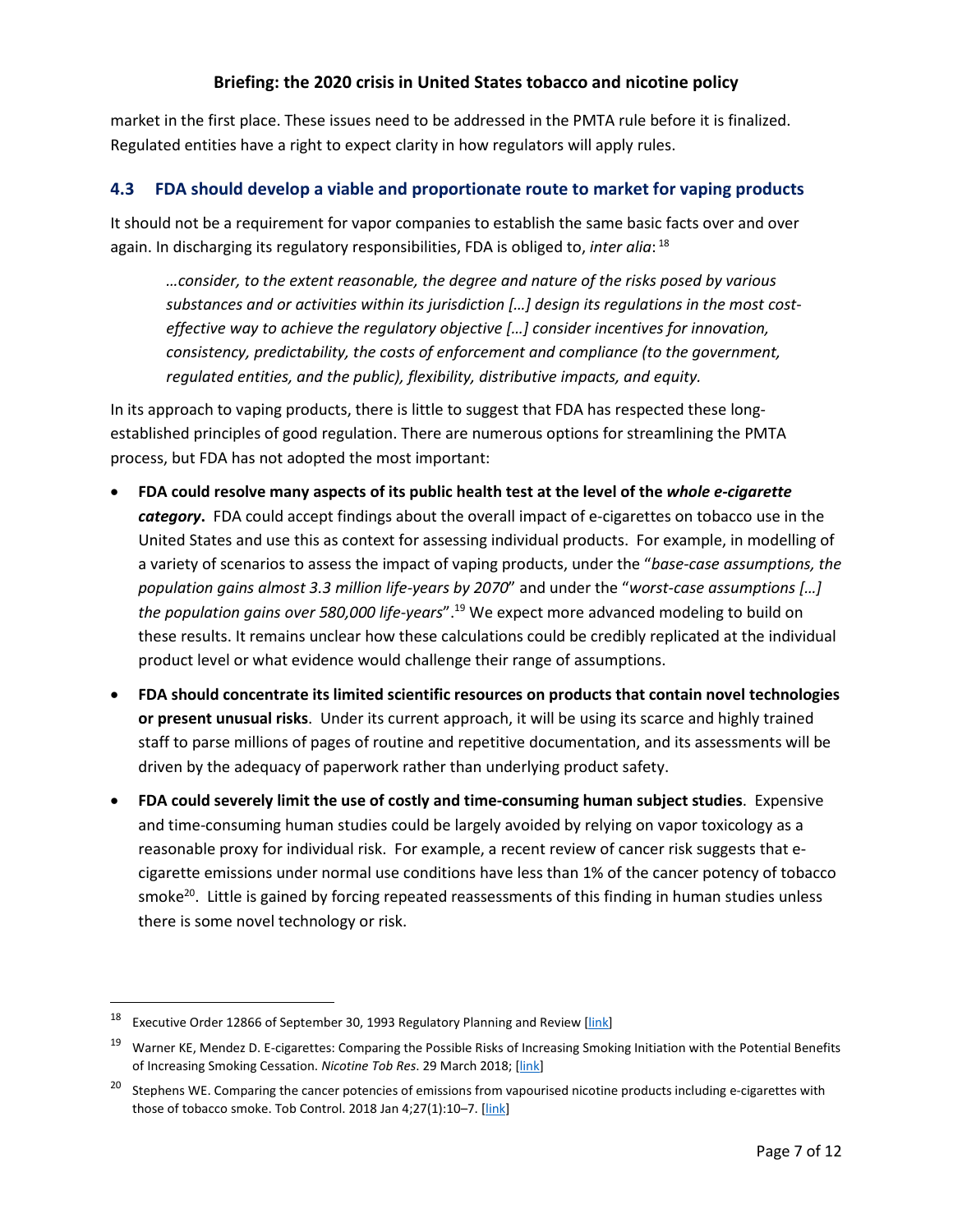market in the first place. These issues need to be addressed in the PMTA rule before it is finalized. Regulated entities have a right to expect clarity in how regulators will apply rules.

### 4.3 FDA should develop a viable and proportionate route to market for vaping products

It should not be a requirement for vapor companies to establish the same basic facts over and over again. In discharging its regulatory responsibilities, FDA is obliged to, *inter alia*: [18]

> *…consider, to the extent reasonable, the degree and nature of the risks posed by various substances and or activities within its jurisdiction […] design its regulations in the most cost-effective way to achieve the regulatory objective […] consider incentives for innovation, consistency, predictability, the costs of enforcement and compliance (to the government, regulated entities, and the public), flexibility, distributive impacts, and equity.*

In its approach to vaping products, there is little to suggest that FDA has respected these long-established principles of good regulation. There are numerous options for streamlining the PMTA process, but FDA has not adopted the most important:

- **FDA could resolve many aspects of its public health test at the level of the *whole e-cigarette category*.** FDA could accept findings about the overall impact of e-cigarettes on tobacco use in the United States and use this as context for assessing individual products. For example, in modelling of a variety of scenarios to assess the impact of vaping products, under the "*base-case assumptions, the population gains almost 3.3 million life-years by 2070*" and under the "*worst-case assumptions […] the population gains over 580,000 life-years*".[19] We expect more advanced modeling to build on these results. It remains unclear how these calculations could be credibly replicated at the individual product level or what evidence would challenge their range of assumptions.
- **FDA should concentrate its limited scientific resources on products that contain novel technologies or present unusual risks**. Under its current approach, it will be using its scarce and highly trained staff to parse millions of pages of routine and repetitive documentation, and its assessments will be driven by the adequacy of paperwork rather than underlying product safety.
- **FDA could severely limit the use of costly and time-consuming human subject studies**. Expensive and time-consuming human studies could be largely avoided by relying on vapor toxicology as a reasonable proxy for individual risk. For example, a recent review of cancer risk suggests that e-cigarette emissions under normal use conditions have less than 1% of the cancer potency of tobacco smoke[20]. Little is gained by forcing repeated reassessments of this finding in human studies unless there is some novel technology or risk.

---

[18] Executive Order 12866 of September 30, 1993 Regulatory Planning and Review [link]

[19] Warner KE, Mendez D. E-cigarettes: Comparing the Possible Risks of Increasing Smoking Initiation with the Potential Benefits of Increasing Smoking Cessation. *Nicotine Tob Res*. 29 March 2018; [link]

[20] Stephens WE. Comparing the cancer potencies of emissions from vapourised nicotine products including e-cigarettes with those of tobacco smoke. Tob Control. 2018 Jan 4;27(1):10–7. [link]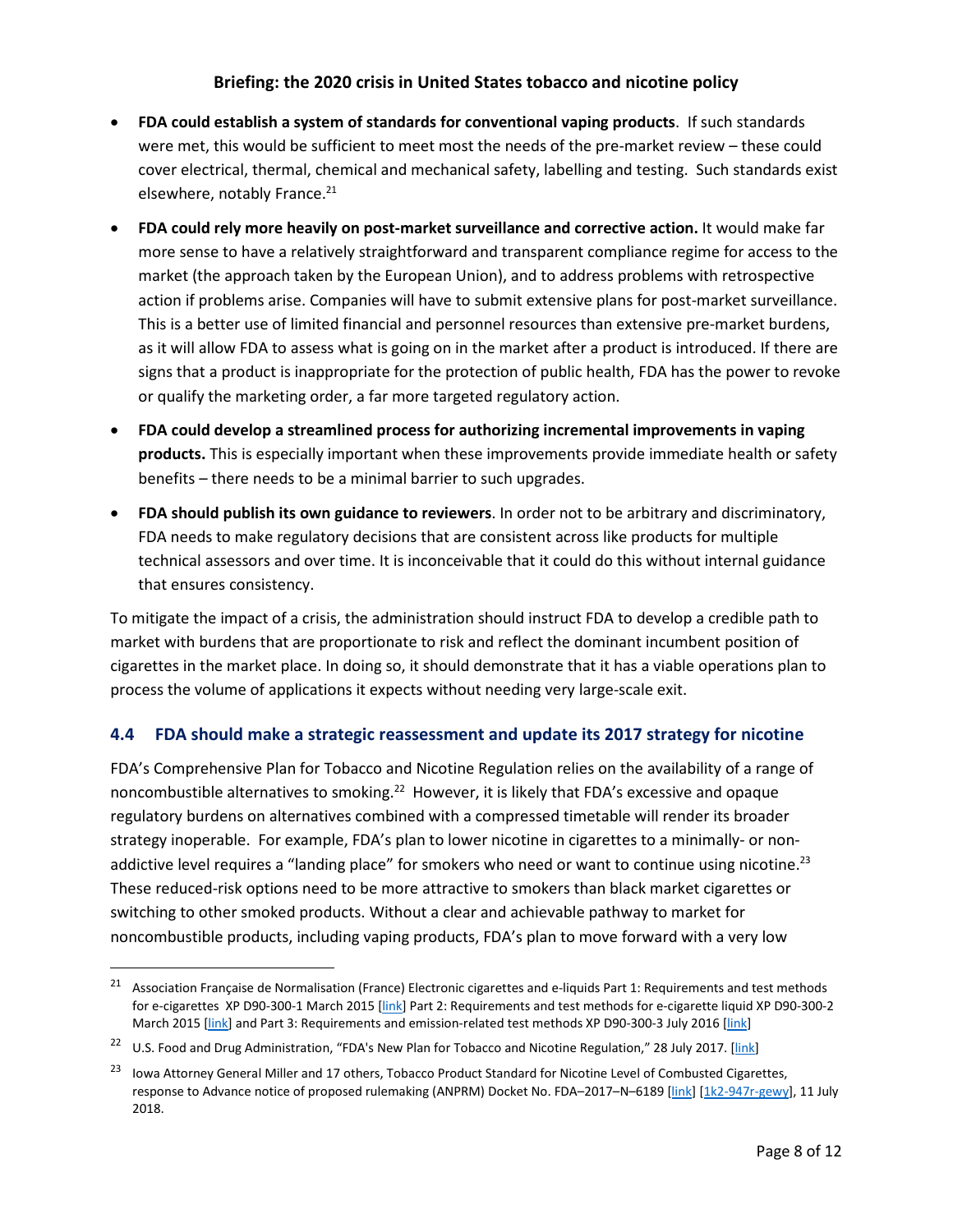- **FDA could establish a system of standards for conventional vaping products**. If such standards were met, this would be sufficient to meet most the needs of the pre-market review – these could cover electrical, thermal, chemical and mechanical safety, labelling and testing. Such standards exist elsewhere, notably France.[21]
- **FDA could rely more heavily on post-market surveillance and corrective action.** It would make far more sense to have a relatively straightforward and transparent compliance regime for access to the market (the approach taken by the European Union), and to address problems with retrospective action if problems arise. Companies will have to submit extensive plans for post-market surveillance. This is a better use of limited financial and personnel resources than extensive pre-market burdens, as it will allow FDA to assess what is going on in the market after a product is introduced. If there are signs that a product is inappropriate for the protection of public health, FDA has the power to revoke or qualify the marketing order, a far more targeted regulatory action.
- **FDA could develop a streamlined process for authorizing incremental improvements in vaping products.** This is especially important when these improvements provide immediate health or safety benefits – there needs to be a minimal barrier to such upgrades.
- **FDA should publish its own guidance to reviewers**. In order not to be arbitrary and discriminatory, FDA needs to make regulatory decisions that are consistent across like products for multiple technical assessors and over time. It is inconceivable that it could do this without internal guidance that ensures consistency.

To mitigate the impact of a crisis, the administration should instruct FDA to develop a credible path to market with burdens that are proportionate to risk and reflect the dominant incumbent position of cigarettes in the market place. In doing so, it should demonstrate that it has a viable operations plan to process the volume of applications it expects without needing very large-scale exit.

## 4.4 FDA should make a strategic reassessment and update its 2017 strategy for nicotine

FDA's Comprehensive Plan for Tobacco and Nicotine Regulation relies on the availability of a range of noncombustible alternatives to smoking.[22] However, it is likely that FDA's excessive and opaque regulatory burdens on alternatives combined with a compressed timetable will render its broader strategy inoperable. For example, FDA's plan to lower nicotine in cigarettes to a minimally- or non-addictive level requires a "landing place" for smokers who need or want to continue using nicotine.[23] These reduced-risk options need to be more attractive to smokers than black market cigarettes or switching to other smoked products. Without a clear and achievable pathway to market for noncombustible products, including vaping products, FDA's plan to move forward with a very low

---

[21] Association Française de Normalisation (France) Electronic cigarettes and e-liquids Part 1: Requirements and test methods for e-cigarettes XP D90-300-1 March 2015 [link] Part 2: Requirements and test methods for e-cigarette liquid XP D90-300-2 March 2015 [link] and Part 3: Requirements and emission-related test methods XP D90-300-3 July 2016 [link]

[22] U.S. Food and Drug Administration, "FDA's New Plan for Tobacco and Nicotine Regulation," 28 July 2017. [link]

[23] Iowa Attorney General Miller and 17 others, Tobacco Product Standard for Nicotine Level of Combusted Cigarettes, response to Advance notice of proposed rulemaking (ANPRM) Docket No. FDA–2017–N–6189 [link] [1k2-947r-gewy], 11 July 2018.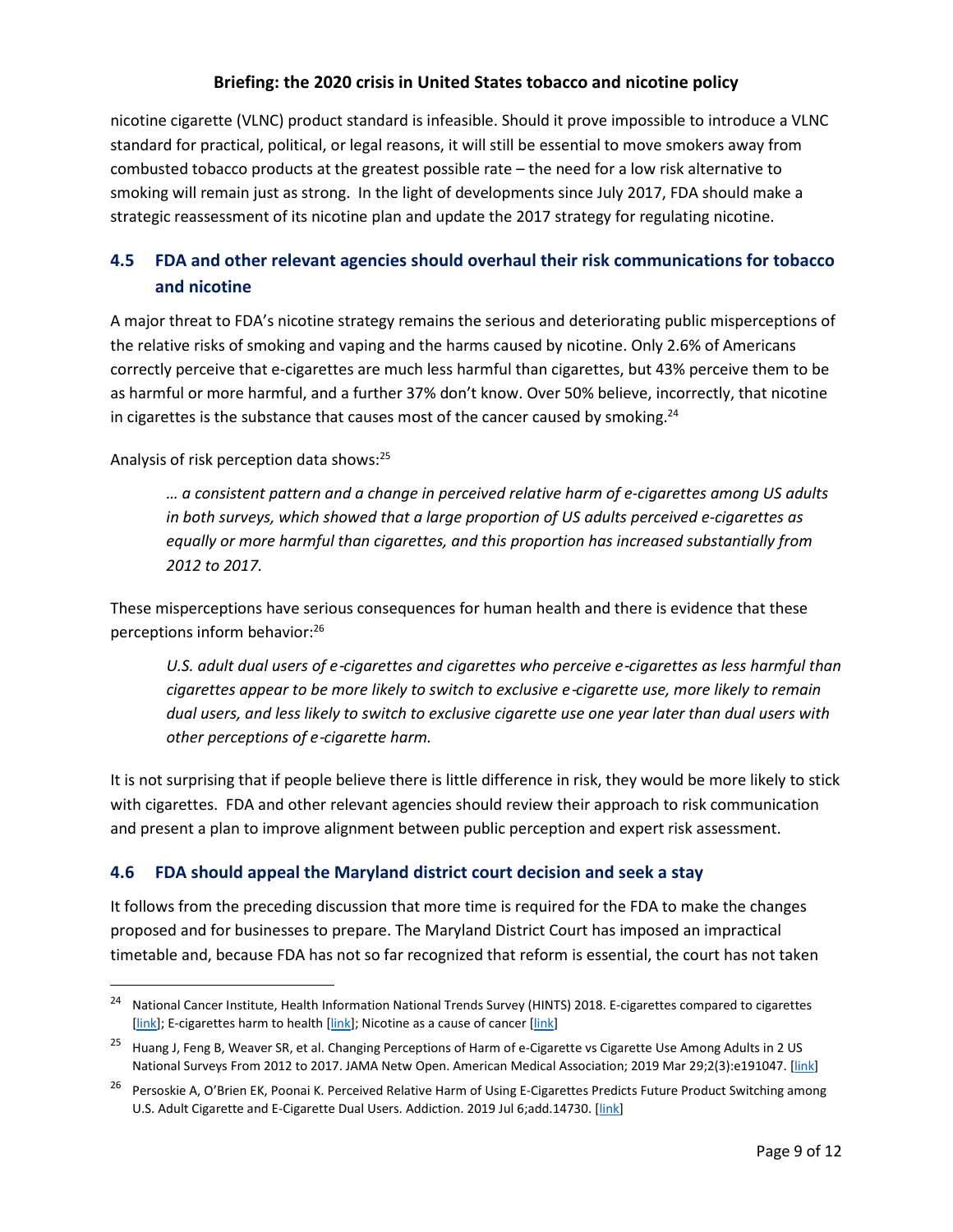nicotine cigarette (VLNC) product standard is infeasible. Should it prove impossible to introduce a VLNC standard for practical, political, or legal reasons, it will still be essential to move smokers away from combusted tobacco products at the greatest possible rate – the need for a low risk alternative to smoking will remain just as strong. In the light of developments since July 2017, FDA should make a strategic reassessment of its nicotine plan and update the 2017 strategy for regulating nicotine.

## 4.5 FDA and other relevant agencies should overhaul their risk communications for tobacco and nicotine

A major threat to FDA's nicotine strategy remains the serious and deteriorating public misperceptions of the relative risks of smoking and vaping and the harms caused by nicotine. Only 2.6% of Americans correctly perceive that e-cigarettes are much less harmful than cigarettes, but 43% perceive them to be as harmful or more harmful, and a further 37% don't know. Over 50% believe, incorrectly, that nicotine in cigarettes is the substance that causes most of the cancer caused by smoking.[24]

Analysis of risk perception data shows:[25]

> *… a consistent pattern and a change in perceived relative harm of e-cigarettes among US adults in both surveys, which showed that a large proportion of US adults perceived e-cigarettes as equally or more harmful than cigarettes, and this proportion has increased substantially from 2012 to 2017.*

These misperceptions have serious consequences for human health and there is evidence that these perceptions inform behavior:[26]

> *U.S. adult dual users of e-cigarettes and cigarettes who perceive e-cigarettes as less harmful than cigarettes appear to be more likely to switch to exclusive e-cigarette use, more likely to remain dual users, and less likely to switch to exclusive cigarette use one year later than dual users with other perceptions of e-cigarette harm.*

It is not surprising that if people believe there is little difference in risk, they would be more likely to stick with cigarettes. FDA and other relevant agencies should review their approach to risk communication and present a plan to improve alignment between public perception and expert risk assessment.

## 4.6 FDA should appeal the Maryland district court decision and seek a stay

It follows from the preceding discussion that more time is required for the FDA to make the changes proposed and for businesses to prepare. The Maryland District Court has imposed an impractical timetable and, because FDA has not so far recognized that reform is essential, the court has not taken

---

[24] National Cancer Institute, Health Information National Trends Survey (HINTS) 2018. E-cigarettes compared to cigarettes [link]; E-cigarettes harm to health [link]; Nicotine as a cause of cancer [link]

[25] Huang J, Feng B, Weaver SR, et al. Changing Perceptions of Harm of e-Cigarette vs Cigarette Use Among Adults in 2 US National Surveys From 2012 to 2017. JAMA Netw Open. American Medical Association; 2019 Mar 29;2(3):e191047. [link]

[26] Persoskie A, O'Brien EK, Poonai K. Perceived Relative Harm of Using E-Cigarettes Predicts Future Product Switching among U.S. Adult Cigarette and E-Cigarette Dual Users. Addiction. 2019 Jul 6;add.14730. [link]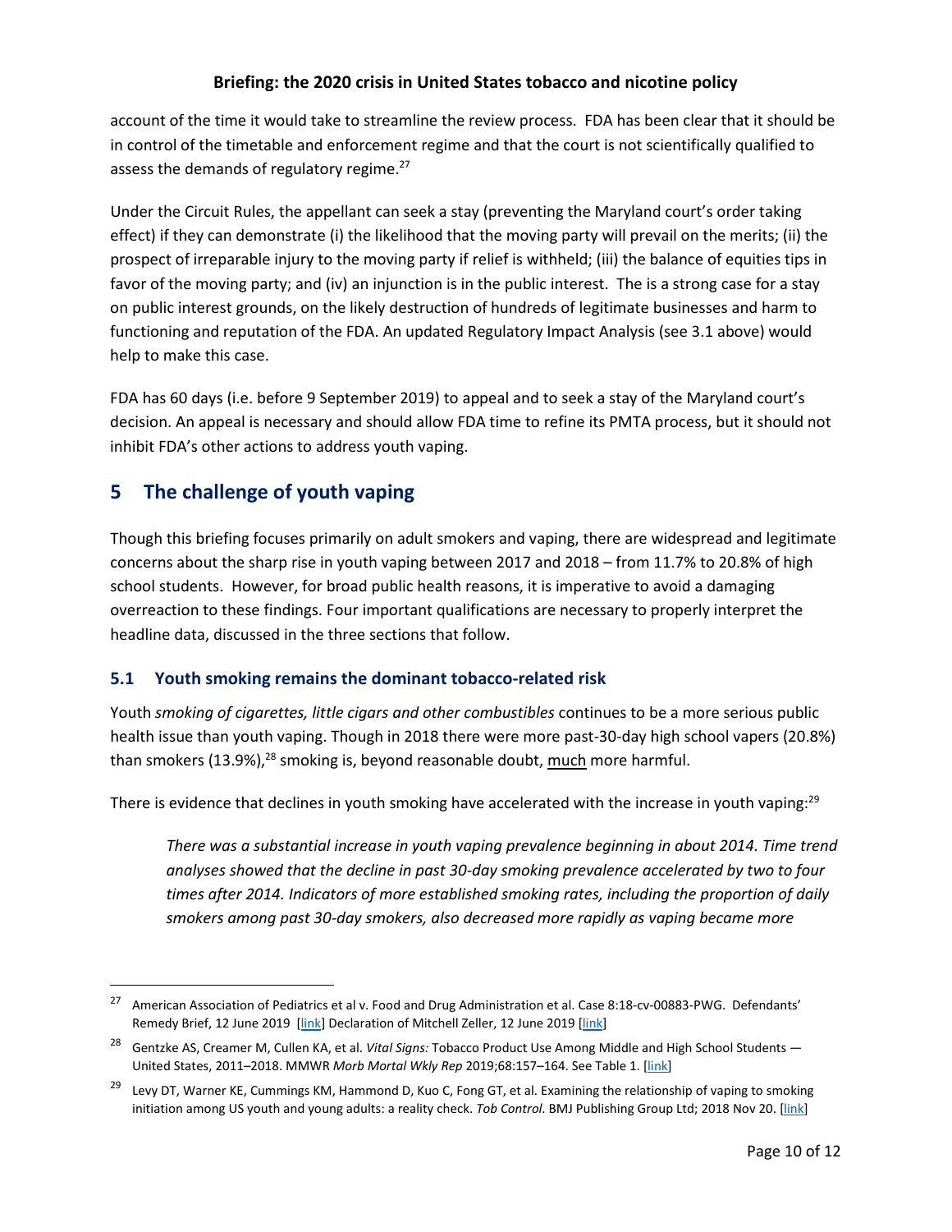account of the time it would take to streamline the review process. FDA has been clear that it should be in control of the timetable and enforcement regime and that the court is not scientifically qualified to assess the demands of regulatory regime.[27]

Under the Circuit Rules, the appellant can seek a stay (preventing the Maryland court's order taking effect) if they can demonstrate (i) the likelihood that the moving party will prevail on the merits; (ii) the prospect of irreparable injury to the moving party if relief is withheld; (iii) the balance of equities tips in favor of the moving party; and (iv) an injunction is in the public interest. The is a strong case for a stay on public interest grounds, on the likely destruction of hundreds of legitimate businesses and harm to functioning and reputation of the FDA. An updated Regulatory Impact Analysis (see 3.1 above) would help to make this case.

FDA has 60 days (i.e. before 9 September 2019) to appeal and to seek a stay of the Maryland court's decision. An appeal is necessary and should allow FDA time to refine its PMTA process, but it should not inhibit FDA's other actions to address youth vaping.

## 5 The challenge of youth vaping

Though this briefing focuses primarily on adult smokers and vaping, there are widespread and legitimate concerns about the sharp rise in youth vaping between 2017 and 2018 – from 11.7% to 20.8% of high school students. However, for broad public health reasons, it is imperative to avoid a damaging overreaction to these findings. Four important qualifications are necessary to properly interpret the headline data, discussed in the three sections that follow.

### 5.1 Youth smoking remains the dominant tobacco-related risk

Youth *smoking of cigarettes, little cigars and other combustibles* continues to be a more serious public health issue than youth vaping. Though in 2018 there were more past-30-day high school vapers (20.8%) than smokers (13.9%),[28] smoking is, beyond reasonable doubt, much more harmful.

There is evidence that declines in youth smoking have accelerated with the increase in youth vaping:[29]

> *There was a substantial increase in youth vaping prevalence beginning in about 2014. Time trend analyses showed that the decline in past 30-day smoking prevalence accelerated by two to four times after 2014. Indicators of more established smoking rates, including the proportion of daily smokers among past 30-day smokers, also decreased more rapidly as vaping became more*

---

[27] American Association of Pediatrics et al v. Food and Drug Administration et al. Case 8:18-cv-00883-PWG. Defendants' Remedy Brief, 12 June 2019 [link] Declaration of Mitchell Zeller, 12 June 2019 [link]

[28] Gentzke AS, Creamer M, Cullen KA, et al. *Vital Signs:* Tobacco Product Use Among Middle and High School Students — United States, 2011–2018. MMWR *Morb Mortal Wkly Rep* 2019;68:157–164. See Table 1. [link]

[29] Levy DT, Warner KE, Cummings KM, Hammond D, Kuo C, Fong GT, et al. Examining the relationship of vaping to smoking initiation among US youth and young adults: a reality check. *Tob Control.* BMJ Publishing Group Ltd; 2018 Nov 20. [link]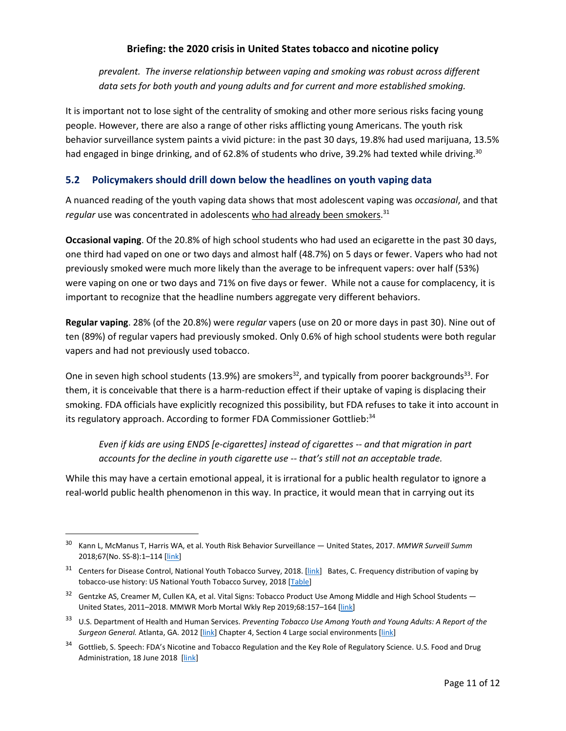*prevalent. The inverse relationship between vaping and smoking was robust across different data sets for both youth and young adults and for current and more established smoking.*

It is important not to lose sight of the centrality of smoking and other more serious risks facing young people. However, there are also a range of other risks afflicting young Americans. The youth risk behavior surveillance system paints a vivid picture: in the past 30 days, 19.8% had used marijuana, 13.5% had engaged in binge drinking, and of 62.8% of students who drive, 39.2% had texted while driving.[30]

## 5.2 Policymakers should drill down below the headlines on youth vaping data

A nuanced reading of the youth vaping data shows that most adolescent vaping was *occasional*, and that *regular* use was concentrated in adolescents who had already been smokers.[31]

**Occasional vaping**. Of the 20.8% of high school students who had used an ecigarette in the past 30 days, one third had vaped on one or two days and almost half (48.7%) on 5 days or fewer. Vapers who had not previously smoked were much more likely than the average to be infrequent vapers: over half (53%) were vaping on one or two days and 71% on five days or fewer. While not a cause for complacency, it is important to recognize that the headline numbers aggregate very different behaviors.

**Regular vaping**. 28% (of the 20.8%) were *regular* vapers (use on 20 or more days in past 30). Nine out of ten (89%) of regular vapers had previously smoked. Only 0.6% of high school students were both regular vapers and had not previously used tobacco.

One in seven high school students (13.9%) are smokers[32], and typically from poorer backgrounds[33]. For them, it is conceivable that there is a harm-reduction effect if their uptake of vaping is displacing their smoking. FDA officials have explicitly recognized this possibility, but FDA refuses to take it into account in its regulatory approach. According to former FDA Commissioner Gottlieb:[34]

> *Even if kids are using ENDS [e-cigarettes] instead of cigarettes -- and that migration in part accounts for the decline in youth cigarette use -- that's still not an acceptable trade.*

While this may have a certain emotional appeal, it is irrational for a public health regulator to ignore a real-world public health phenomenon in this way. In practice, it would mean that in carrying out its

---

[30] Kann L, McManus T, Harris WA, et al. Youth Risk Behavior Surveillance — United States, 2017. *MMWR Surveill Summ* 2018;67(No. SS-8):1–114 [link]

[31] Centers for Disease Control, National Youth Tobacco Survey, 2018. [link] Bates, C. Frequency distribution of vaping by tobacco-use history: US National Youth Tobacco Survey, 2018 [Table]

[32] Gentzke AS, Creamer M, Cullen KA, et al. Vital Signs: Tobacco Product Use Among Middle and High School Students — United States, 2011–2018. MMWR Morb Mortal Wkly Rep 2019;68:157–164 [link]

[33] U.S. Department of Health and Human Services. *Preventing Tobacco Use Among Youth and Young Adults: A Report of the Surgeon General.* Atlanta, GA. 2012 [link] Chapter 4, Section 4 Large social environments [link]

[34] Gottlieb, S. Speech: FDA's Nicotine and Tobacco Regulation and the Key Role of Regulatory Science. U.S. Food and Drug Administration, 18 June 2018 [link]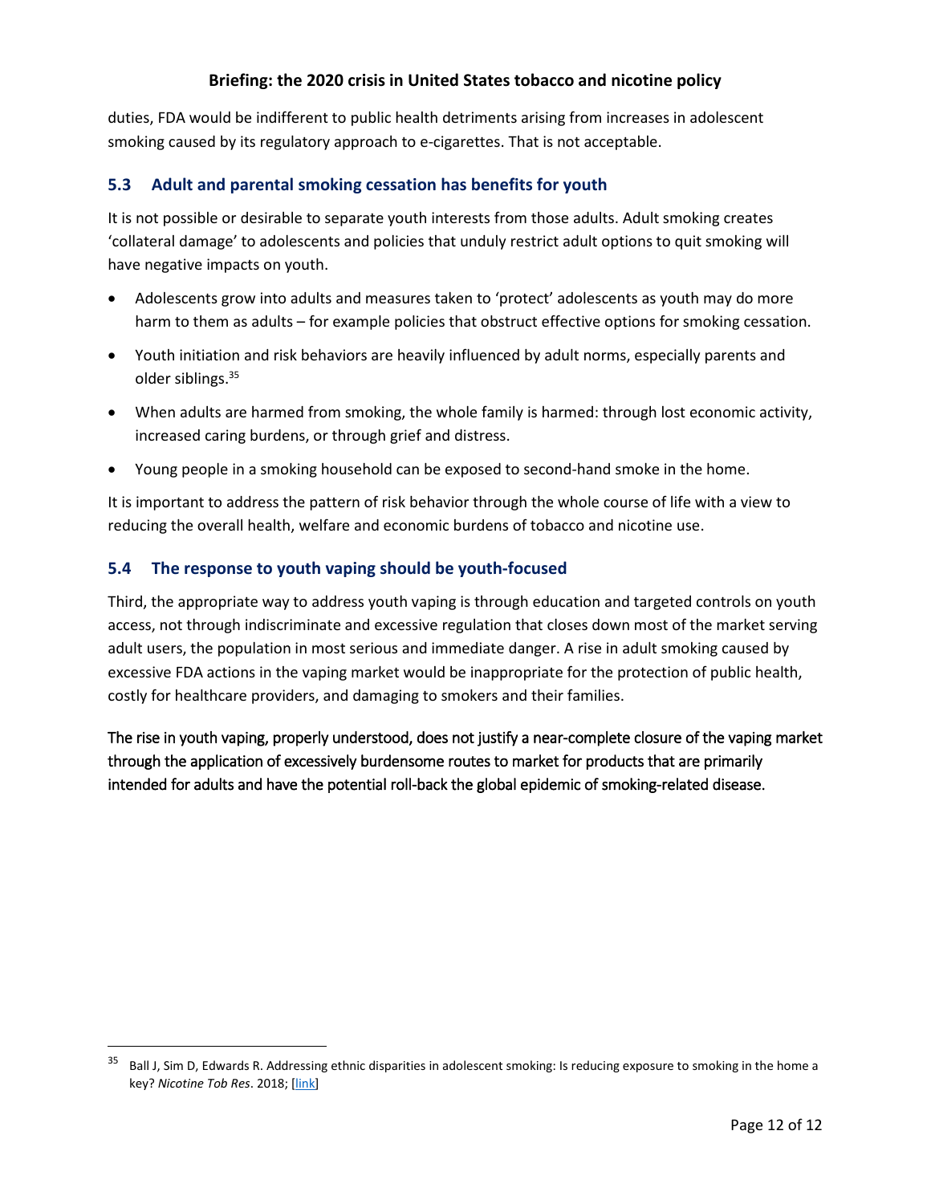duties, FDA would be indifferent to public health detriments arising from increases in adolescent smoking caused by its regulatory approach to e-cigarettes. That is not acceptable.

## 5.3 Adult and parental smoking cessation has benefits for youth

It is not possible or desirable to separate youth interests from those adults. Adult smoking creates 'collateral damage' to adolescents and policies that unduly restrict adult options to quit smoking will have negative impacts on youth.

- Adolescents grow into adults and measures taken to 'protect' adolescents as youth may do more harm to them as adults – for example policies that obstruct effective options for smoking cessation.
- Youth initiation and risk behaviors are heavily influenced by adult norms, especially parents and older siblings.[35]
- When adults are harmed from smoking, the whole family is harmed: through lost economic activity, increased caring burdens, or through grief and distress.
- Young people in a smoking household can be exposed to second-hand smoke in the home.

It is important to address the pattern of risk behavior through the whole course of life with a view to reducing the overall health, welfare and economic burdens of tobacco and nicotine use.

## 5.4 The response to youth vaping should be youth-focused

Third, the appropriate way to address youth vaping is through education and targeted controls on youth access, not through indiscriminate and excessive regulation that closes down most of the market serving adult users, the population in most serious and immediate danger. A rise in adult smoking caused by excessive FDA actions in the vaping market would be inappropriate for the protection of public health, costly for healthcare providers, and damaging to smokers and their families.

The rise in youth vaping, properly understood, does not justify a near-complete closure of the vaping market through the application of excessively burdensome routes to market for products that are primarily intended for adults and have the potential roll-back the global epidemic of smoking-related disease.

[35] Ball J, Sim D, Edwards R. Addressing ethnic disparities in adolescent smoking: Is reducing exposure to smoking in the home a key? *Nicotine Tob Res*. 2018; [link]